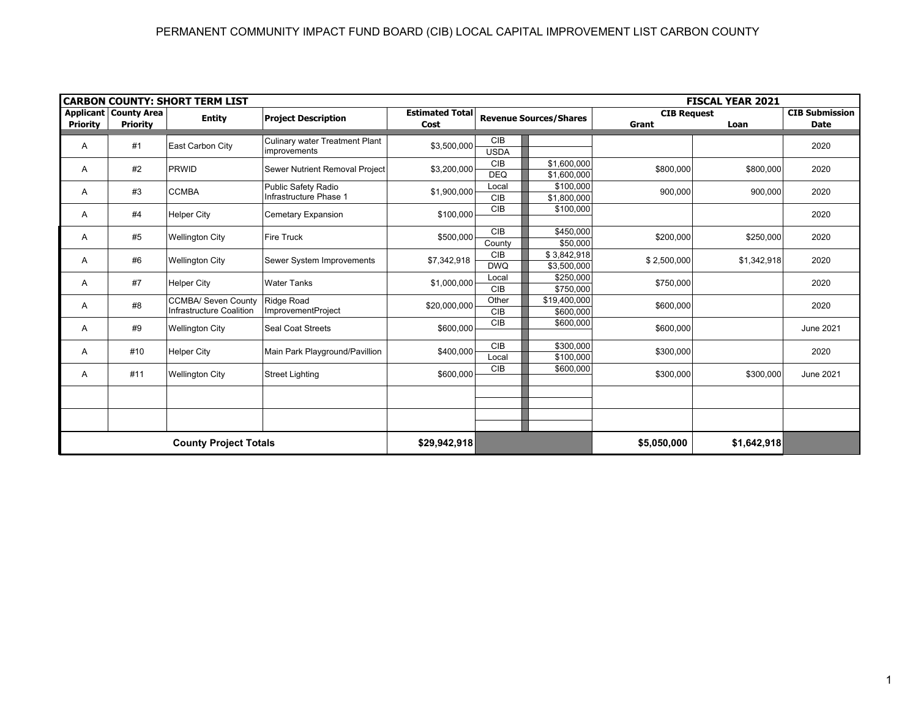# PERMANENT COMMUNITY IMPACT FUND BOARD (CIB) LOCAL CAPITAL IMPROVEMENT LIST CARBON COUNTY

| CARBON COUNTY: SHORT TERM LIST | | | | | | | FISCAL YEAR 2021 | | |
|---|---|---|---|---|---|---|---|---|---|
| Applicant Priority | County Area Priority | Entity | Project Description | Estimated Total Cost | Revenue Sources/Shares | | CIB Request Grant | CIB Request Loan | CIB Submission Date |
| A | #1 | East Carbon City | Culinary water Treatment Plant improvements | $3,500,000 | CIB | | | | 2020 |
| | | | | | USDA | | | | |
| A | #2 | PRWID | Sewer Nutrient Removal Project | $3,200,000 | CIB | $1,600,000 | $800,000 | $800,000 | 2020 |
| | | | | | DEQ | $1,600,000 | | | |
| A | #3 | CCMBA | Public Safety Radio Infrastructure Phase 1 | $1,900,000 | Local | $100,000 | 900,000 | 900,000 | 2020 |
| | | | | | CIB | $1,800,000 | | | |
| A | #4 | Helper City | Cemetary Expansion | $100,000 | CIB | $100,000 | | | 2020 |
| A | #5 | Wellington City | Fire Truck | $500,000 | CIB | $450,000 | $200,000 | $250,000 | 2020 |
| | | | | | County | $50,000 | | | |
| A | #6 | Wellington City | Sewer System Improvements | $7,342,918 | CIB | $ 3,842,918 | $ 2,500,000 | $1,342,918 | 2020 |
| | | | | | DWQ | $3,500,000 | | | |
| A | #7 | Helper City | Water Tanks | $1,000,000 | Local | $250,000 | $750,000 | | 2020 |
| | | | | | CIB | $750,000 | | | |
| A | #8 | CCMBA/ Seven County Infrastructure Coalition | Ridge Road ImprovementProject | $20,000,000 | Other | $19,400,000 | $600,000 | | 2020 |
| | | | | | CIB | $600,000 | | | |
| A | #9 | Wellington City | Seal Coat Streets | $600,000 | CIB | $600,000 | $600,000 | | June 2021 |
| A | #10 | Helper City | Main Park Playground/Pavillion | $400,000 | CIB | $300,000 | $300,000 | | 2020 |
| | | | | | Local | $100,000 | | | |
| A | #11 | Wellington City | Street Lighting | $600,000 | CIB | $600,000 | $300,000 | $300,000 | June 2021 |
| | | | | | | | | | |
| | | | | | | | | | |
| County Project Totals | | | | $29,942,918 | | | $5,050,000 | $1,642,918 | |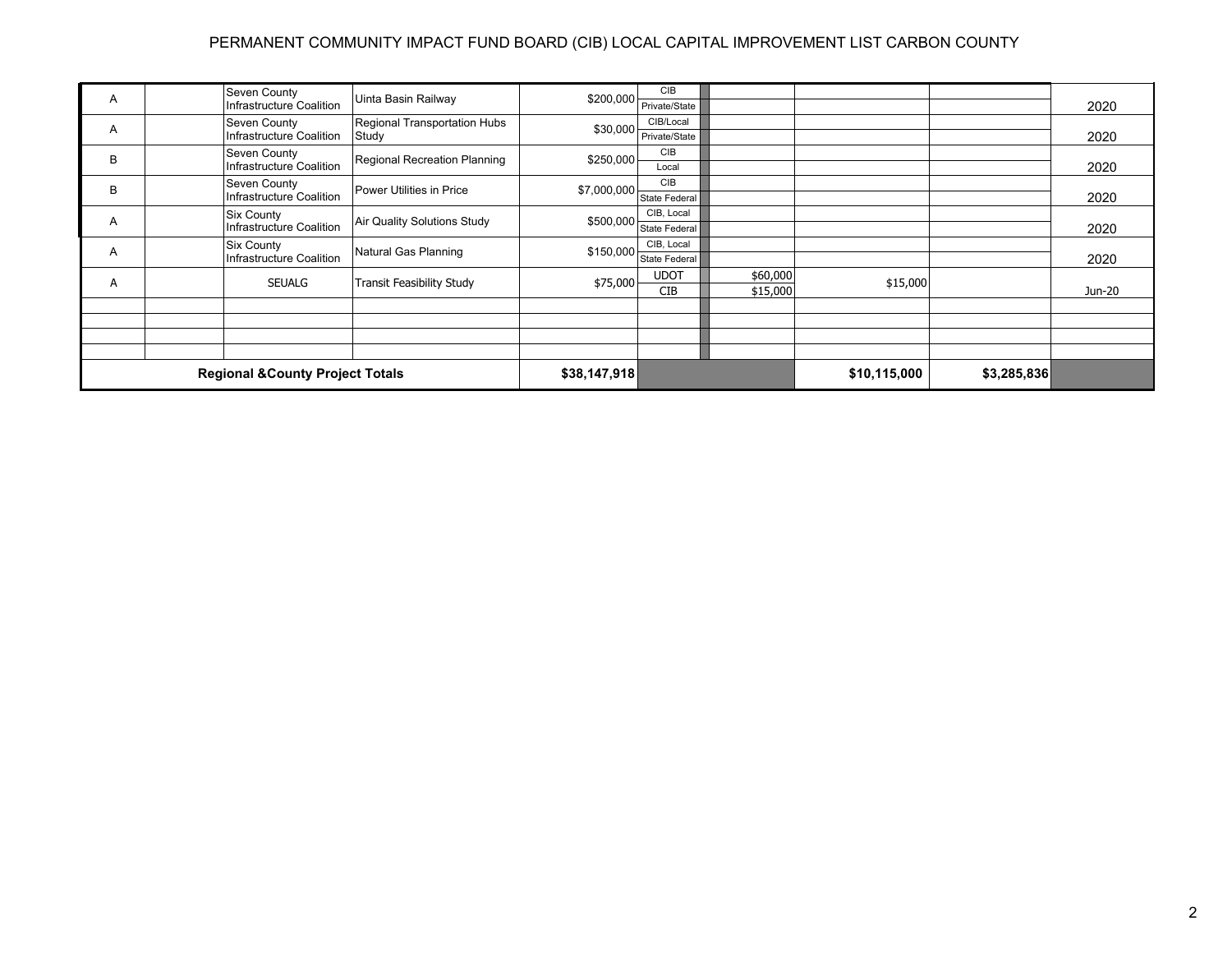# PERMANENT COMMUNITY IMPACT FUND BOARD (CIB) LOCAL CAPITAL IMPROVEMENT LIST CARBON COUNTY

| | | | | | | | | | |
|---|---|---|---|---|---|---|---|---|---|
| A | | Seven County Infrastructure Coalition | Uinta Basin Railway | $200,000 | CIB<br>Private/State | | | | 2020 |
| A | | Seven County Infrastructure Coalition | Regional Transportation Hubs Study | $30,000 | CIB/Local<br>Private/State | | | | 2020 |
| B | | Seven County Infrastructure Coalition | Regional Recreation Planning | $250,000 | CIB<br>Local | | | | 2020 |
| B | | Seven County Infrastructure Coalition | Power Utilities in Price | $7,000,000 | CIB<br>State Federal | | | | 2020 |
| A | | Six County Infrastructure Coalition | Air Quality Solutions Study | $500,000 | CIB, Local<br>State Federal | | | | 2020 |
| A | | Six County Infrastructure Coalition | Natural Gas Planning | $150,000 | CIB, Local<br>State Federal | | | | 2020 |
| A | | SEUALG | Transit Feasibility Study | $75,000 | UDOT<br>CIB | $60,000<br>$15,000 | $15,000 | | Jun-20 |
| | | | | | | | | | |
| | | | | | | | | | |
| | | | | | | | | | |
| | | | | | | | | | |
| **Regional &County Project Totals** | | | | **$38,147,918** | | | **$10,115,000** | **$3,285,836** | |